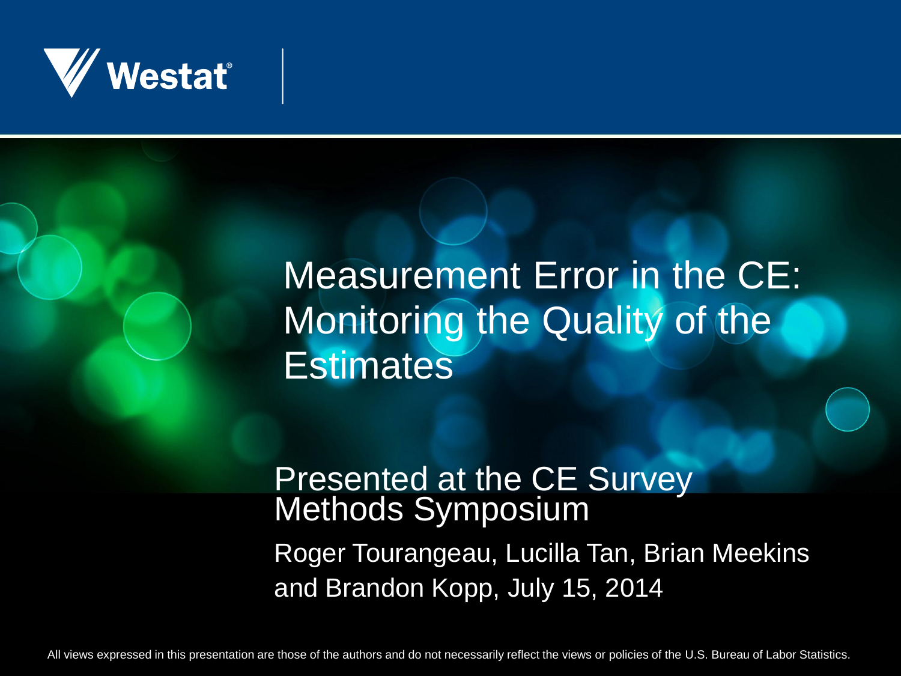Westat

# Measurement Error in the CE: Monitoring the Quality of the Estimates

Presented at the CE Survey Methods Symposium

Roger Tourangeau, Lucilla Tan, Brian Meekins and Brandon Kopp, July 15, 2014

All views expressed in this presentation are those of the authors and do not necessarily reflect the views or policies of the U.S. Bureau of Labor Statistics.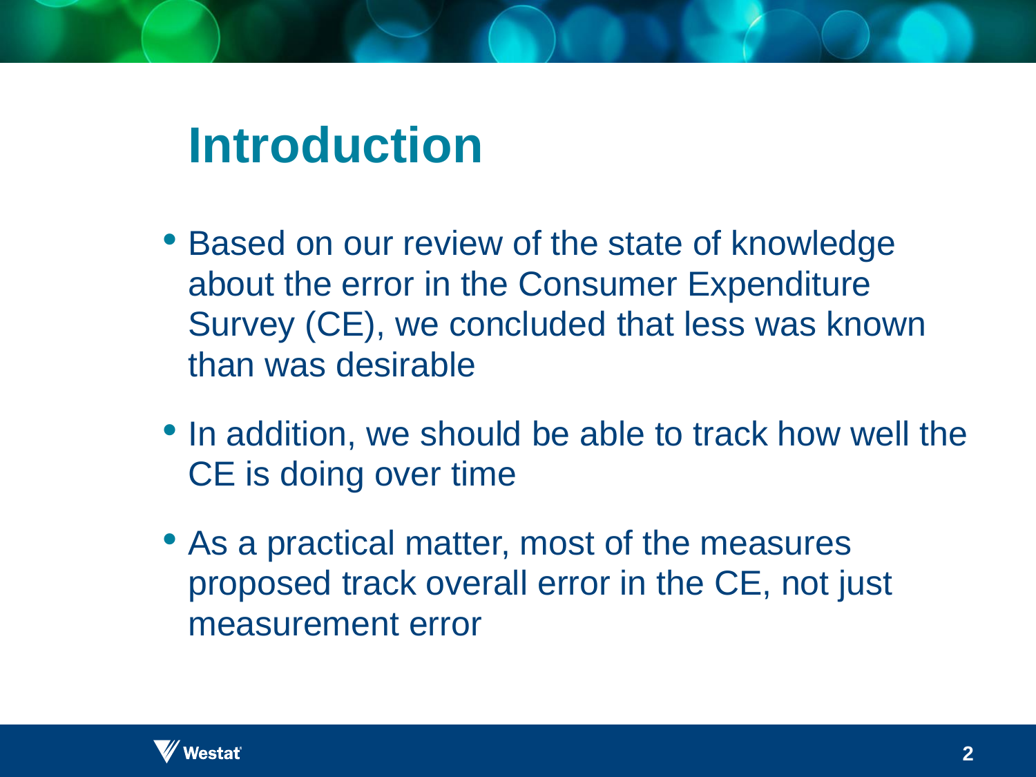# Introduction

- Based on our review of the state of knowledge about the error in the Consumer Expenditure Survey (CE), we concluded that less was known than was desirable
- In addition, we should be able to track how well the CE is doing over time
- As a practical matter, most of the measures proposed track overall error in the CE, not just measurement error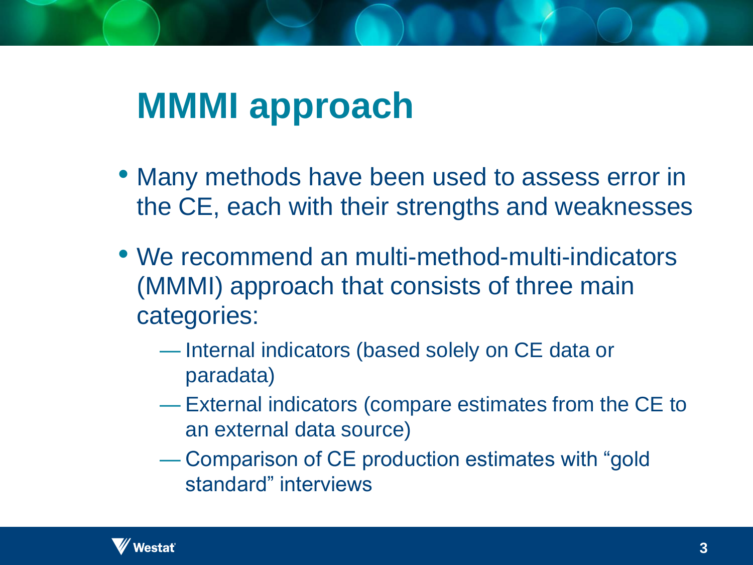# MMMI approach

- Many methods have been used to assess error in the CE, each with their strengths and weaknesses
- We recommend an multi-method-multi-indicators (MMMI) approach that consists of three main categories:
  - Internal indicators (based solely on CE data or paradata)
  - External indicators (compare estimates from the CE to an external data source)
  - Comparison of CE production estimates with "gold standard" interviews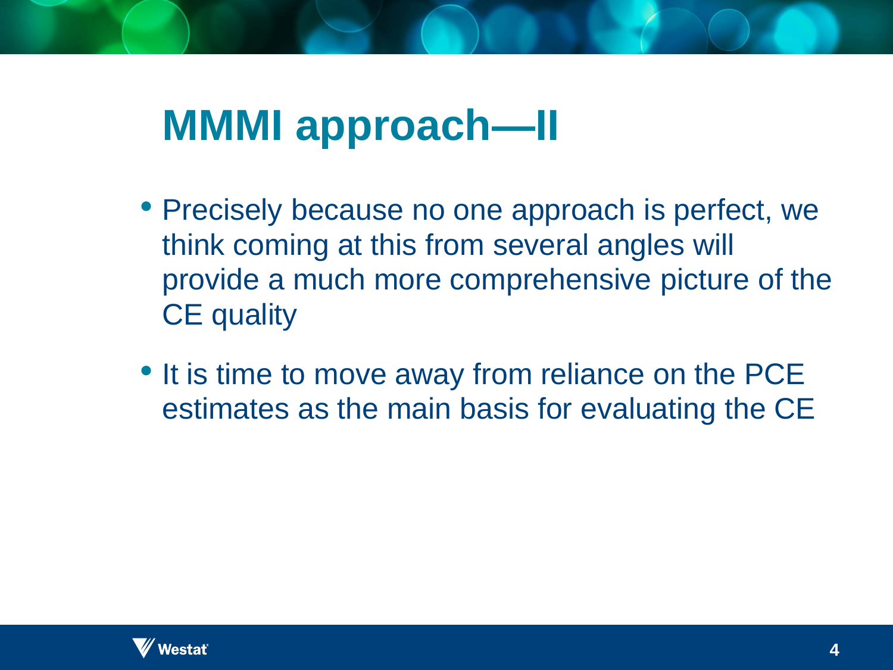# MMMI approach—II

- Precisely because no one approach is perfect, we think coming at this from several angles will provide a much more comprehensive picture of the CE quality
- It is time to move away from reliance on the PCE estimates as the main basis for evaluating the CE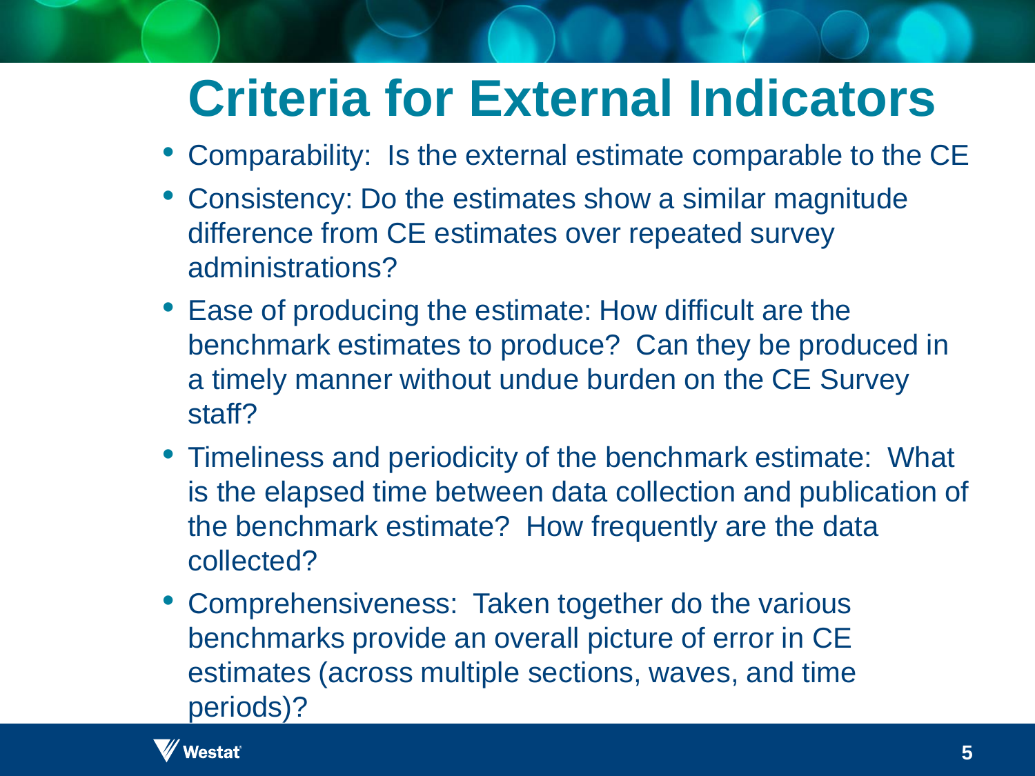# Criteria for External Indicators

- Comparability:  Is the external estimate comparable to the CE
- Consistency: Do the estimates show a similar magnitude difference from CE estimates over repeated survey administrations?
- Ease of producing the estimate: How difficult are the benchmark estimates to produce?  Can they be produced in a timely manner without undue burden on the CE Survey staff?
- Timeliness and periodicity of the benchmark estimate:  What is the elapsed time between data collection and publication of the benchmark estimate?  How frequently are the data collected?
- Comprehensiveness:  Taken together do the various benchmarks provide an overall picture of error in CE estimates (across multiple sections, waves, and time periods)?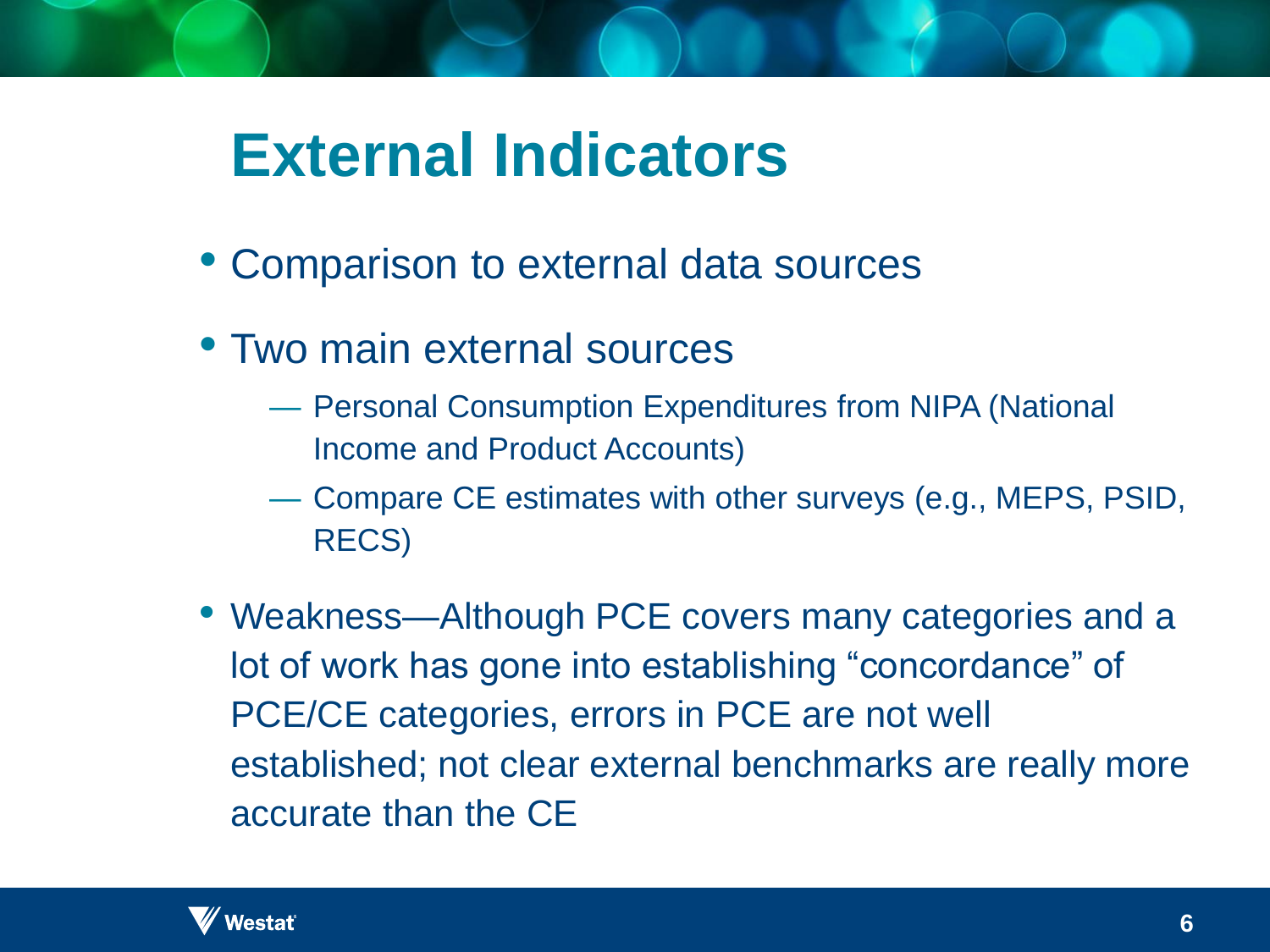# External Indicators

- Comparison to external data sources
- Two main external sources
  - Personal Consumption Expenditures from NIPA (National Income and Product Accounts)
  - Compare CE estimates with other surveys (e.g., MEPS, PSID, RECS)
- Weakness—Although PCE covers many categories and a lot of work has gone into establishing “concordance” of PCE/CE categories, errors in PCE are not well established; not clear external benchmarks are really more accurate than the CE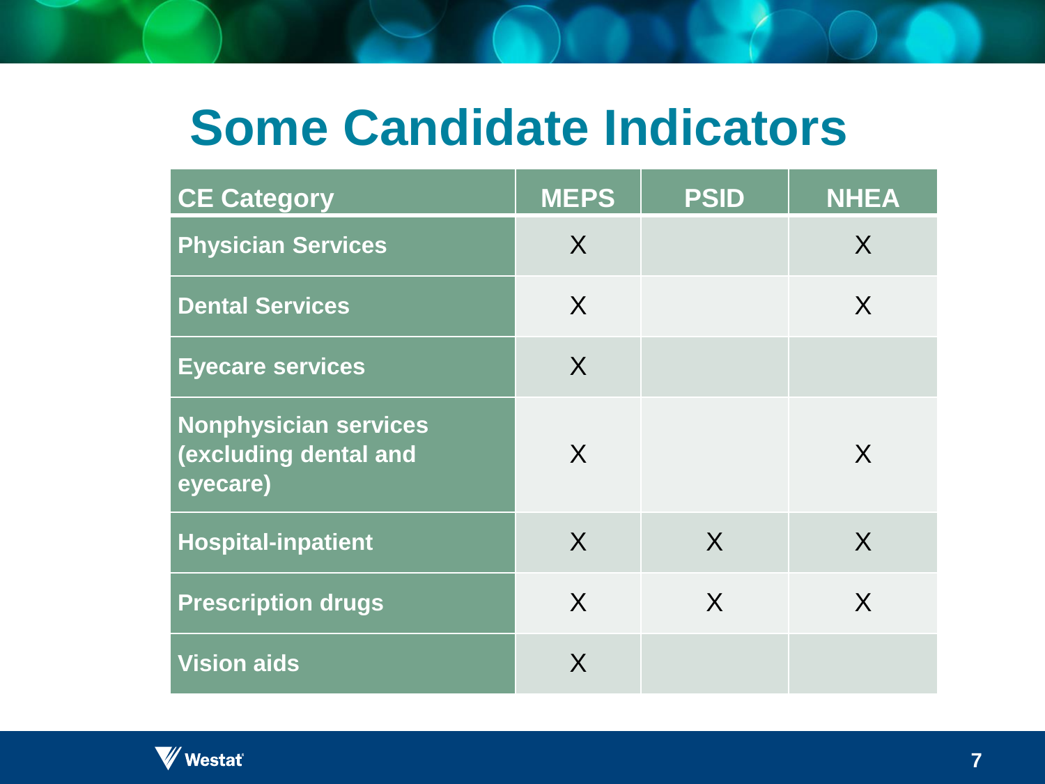# Some Candidate Indicators

| CE Category | MEPS | PSID | NHEA |
|---|---|---|---|
| Physician Services | X | | X |
| Dental Services | X | | X |
| Eyecare services | X | | |
| Nonphysician services (excluding dental and eyecare) | X | | X |
| Hospital-inpatient | X | X | X |
| Prescription drugs | X | X | X |
| Vision aids | X | | |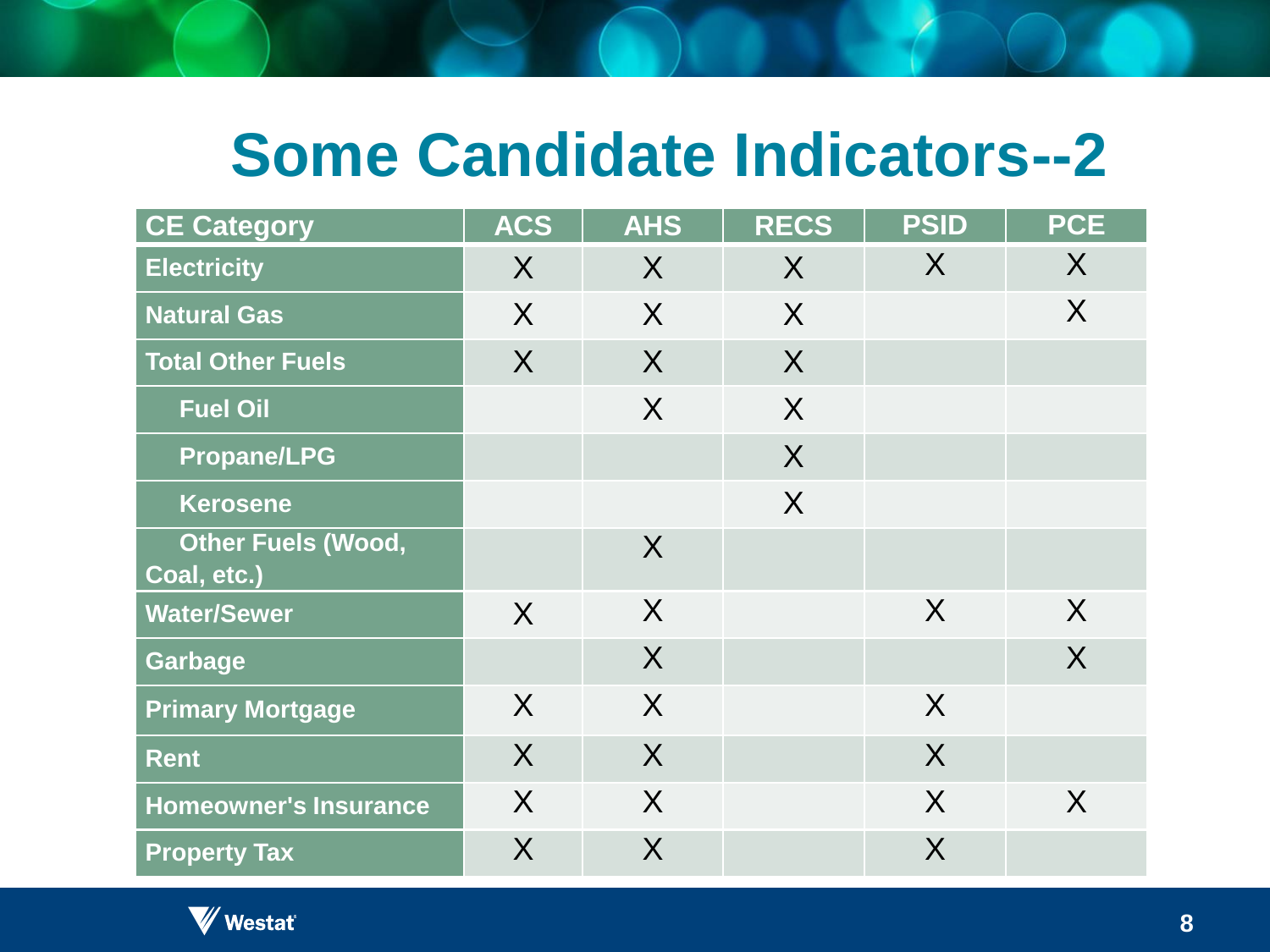# Some Candidate Indicators--2

| CE Category | ACS | AHS | RECS | PSID | PCE |
|---|---|---|---|---|---|
| Electricity | X | X | X | X | X |
| Natural Gas | X | X | X | | X |
| Total Other Fuels | X | X | X | | |
| Fuel Oil | | X | X | | |
| Propane/LPG | | | X | | |
| Kerosene | | | X | | |
| Other Fuels (Wood, Coal, etc.) | | X | | | |
| Water/Sewer | X | X | | X | X |
| Garbage | | X | | | X |
| Primary Mortgage | X | X | | X | |
| Rent | X | X | | X | |
| Homeowner's Insurance | X | X | | X | X |
| Property Tax | X | X | | X | |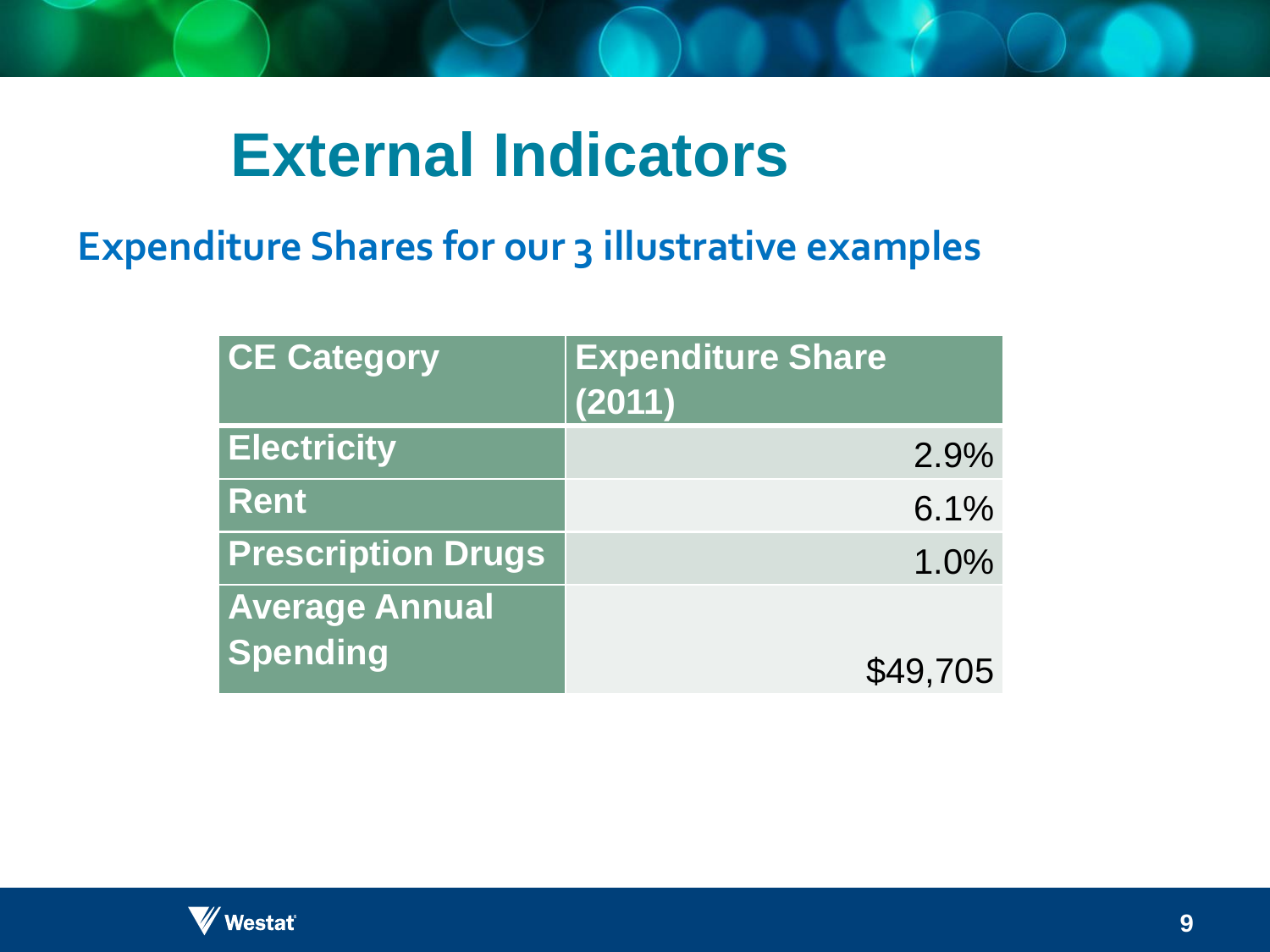# External Indicators

## Expenditure Shares for our 3 illustrative examples

| CE Category | Expenditure Share (2011) |
|---|---|
| Electricity | 2.9% |
| Rent | 6.1% |
| Prescription Drugs | 1.0% |
| Average Annual Spending | $49,705 |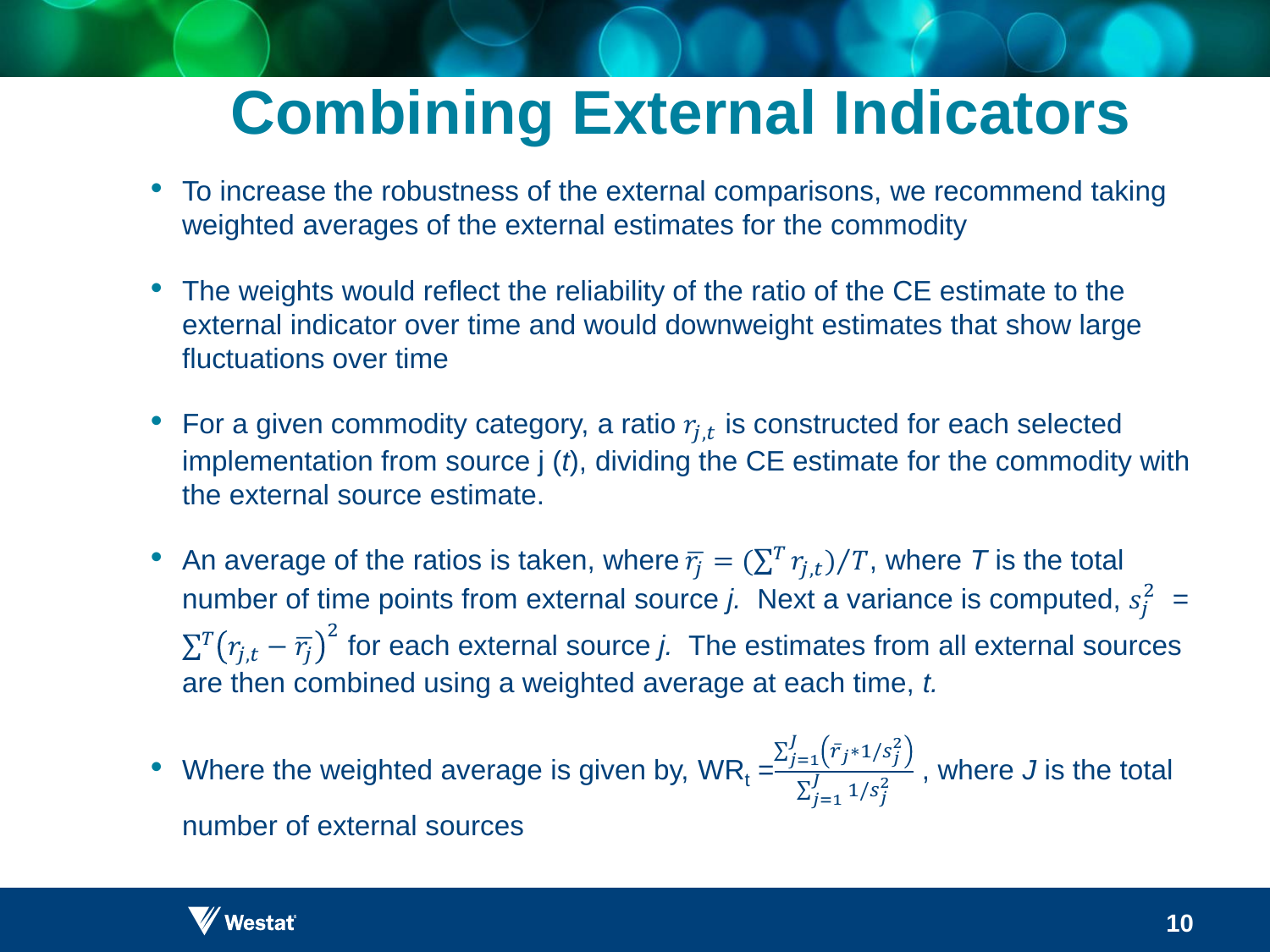# Combining External Indicators

- To increase the robustness of the external comparisons, we recommend taking weighted averages of the external estimates for the commodity
- The weights would reflect the reliability of the ratio of the CE estimate to the external indicator over time and would downweight estimates that show large fluctuations over time
- For a given commodity category, a ratio $r_{j,t}$ is constructed for each selected implementation from source j (*t*), dividing the CE estimate for the commodity with the external source estimate.
- An average of the ratios is taken, where $\overline{r_j} = (\sum^T r_{j,t})/T$, where *T* is the total number of time points from external source *j.* Next a variance is computed, $s_j^2 = \sum^T \left(r_{j,t} - \overline{r_j}\right)^2$ for each external source *j.* The estimates from all external sources are then combined using a weighted average at each time, *t.*
- Where the weighted average is given by, $\text{WR}_t = \frac{\sum_{j=1}^{J}\left(\bar{r}_j * 1/s_j^2\right)}{\sum_{j=1}^{J} 1/s_j^2}$ , where *J* is the total number of external sources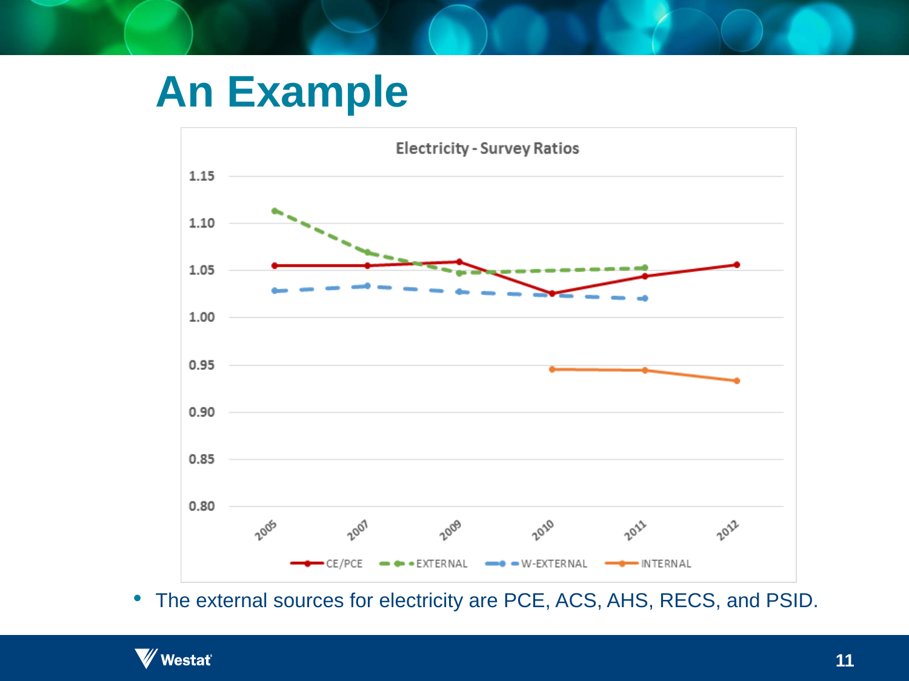# An Example

**Electricity - Survey Ratios**

| Year | CE/PCE | EXTERNAL | W-EXTERNAL | INTERNAL |
|---|---|---|---|---|
| 2005 | 1.055 | 1.114 | 1.029 | |
| 2007 | 1.055 | 1.069 | 1.034 | |
| 2009 | 1.060 | 1.047 | 1.028 | |
| 2010 | 1.026 | 1.050 | 1.024 | 0.946 |
| 2011 | 1.044 | 1.053 | 1.020 | 0.945 |
| 2012 | 1.056 | | | 0.933 |

*Values are approximate readings from the chart (y-axis range 0.80–1.15).*

- The external sources for electricity are PCE, ACS, AHS, RECS, and PSID.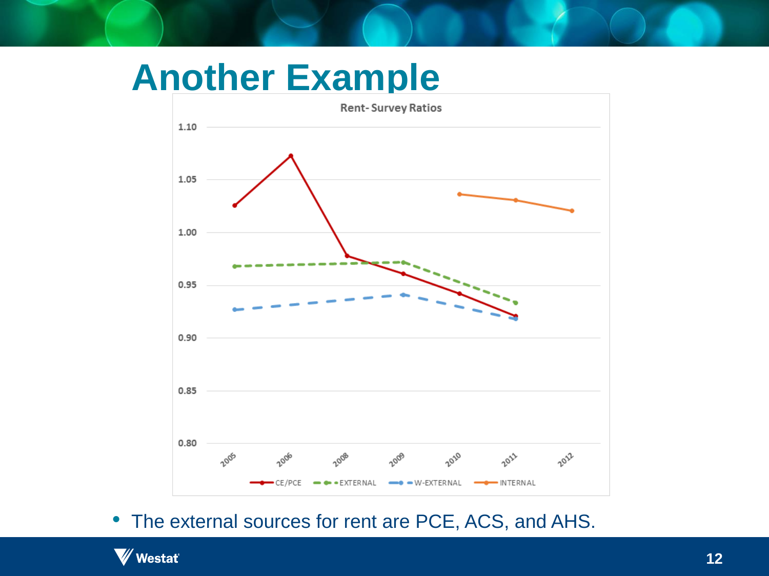# Another Example

Rent- Survey Ratios

- The external sources for rent are PCE, ACS, and AHS.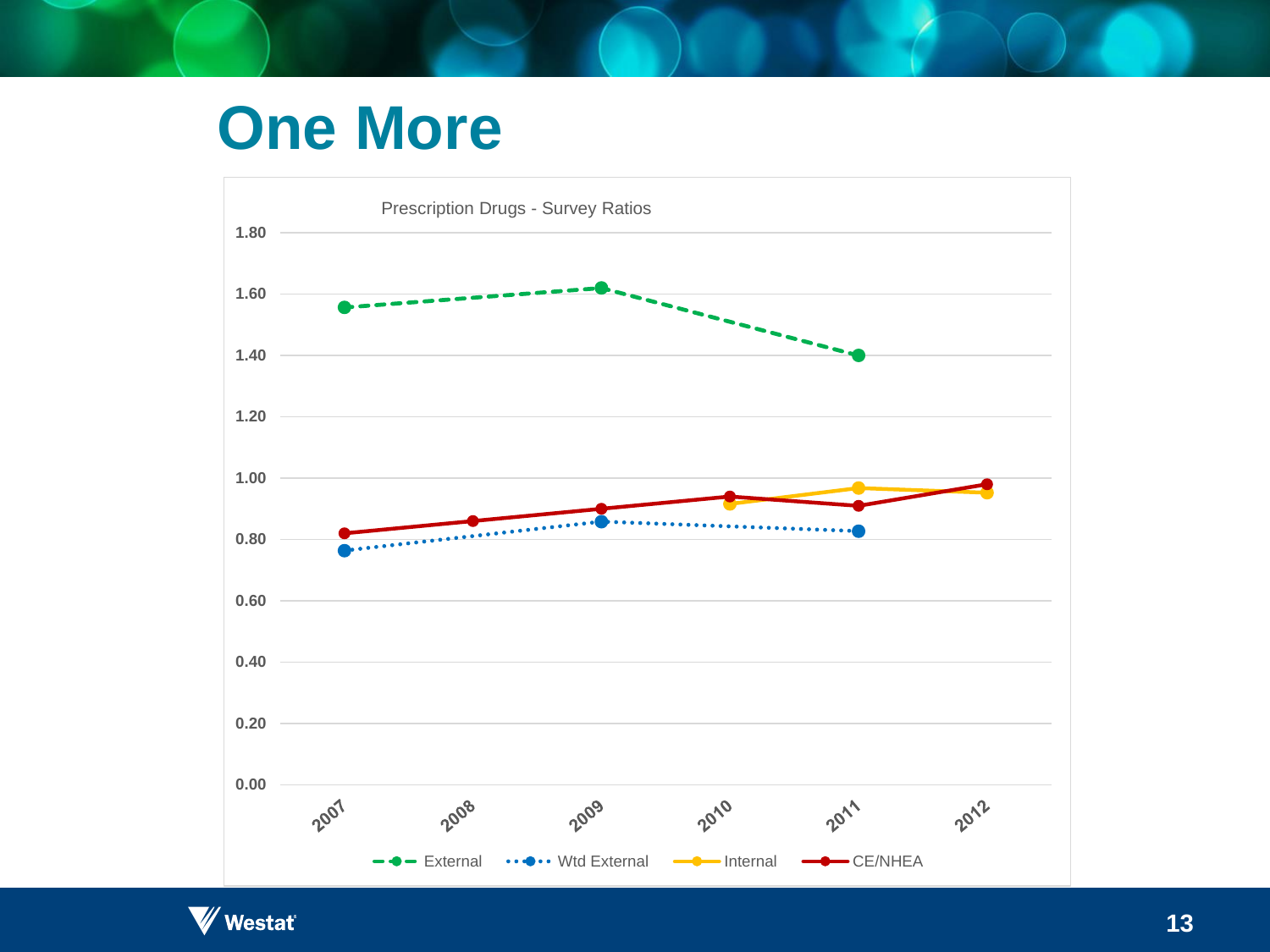# One More

Prescription Drugs - Survey Ratios

| Year | External | Wtd External | Internal | CE/NHEA |
|---|---|---|---|---|
| 2007 | 1.56 | 0.76 | | 0.82 |
| 2008 | | | | 0.86 |
| 2009 | 1.62 | 0.86 | | 0.90 |
| 2010 | | | 0.92 | 0.94 |
| 2011 | 1.40 | 0.83 | 0.97 | 0.91 |
| 2012 | | | 0.95 | 0.98 |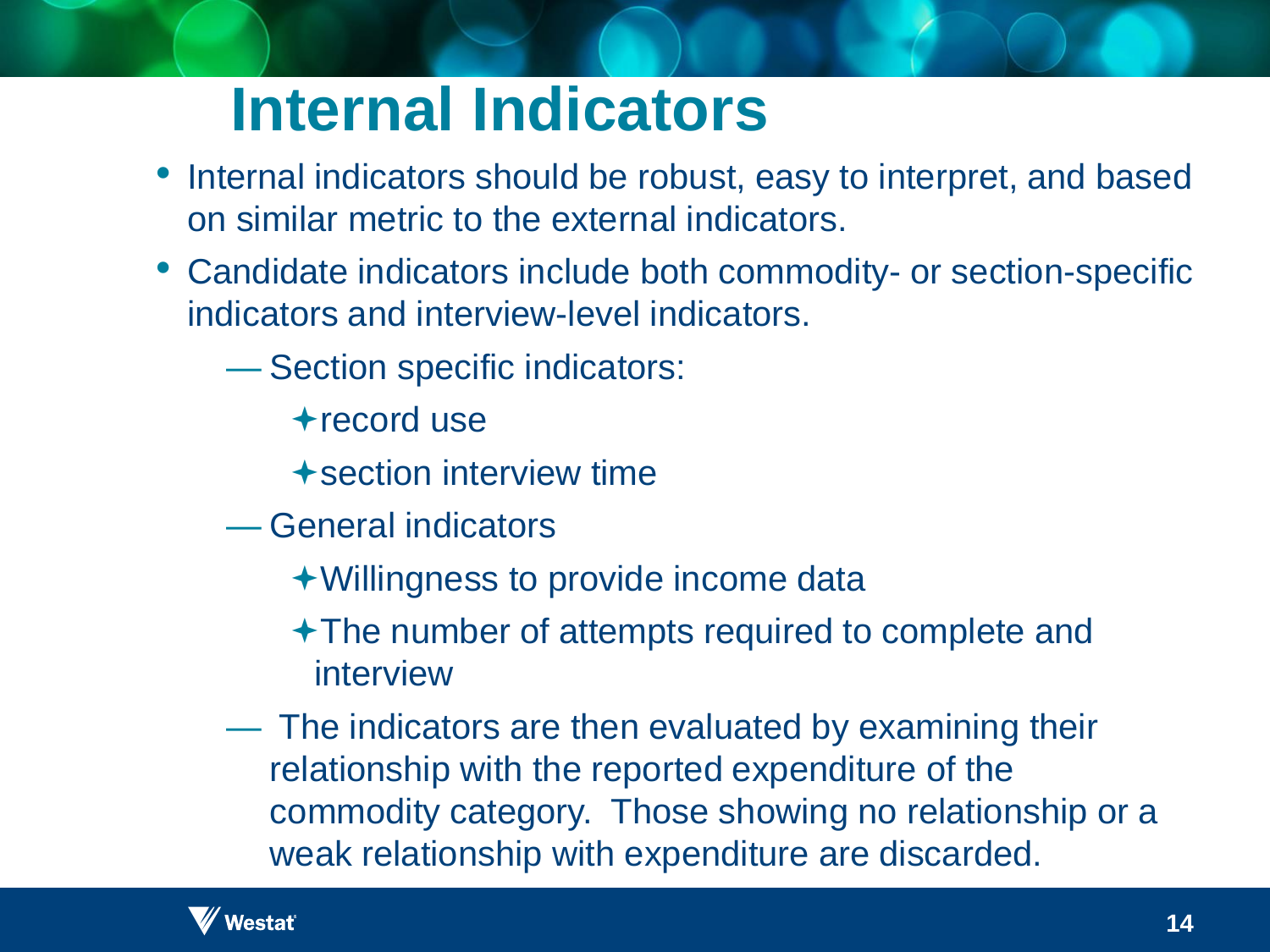# Internal Indicators

- Internal indicators should be robust, easy to interpret, and based on similar metric to the external indicators.
- Candidate indicators include both commodity- or section-specific indicators and interview-level indicators.
  - Section specific indicators:
    - record use
    - section interview time
  - General indicators
    - Willingness to provide income data
    - The number of attempts required to complete and interview
  - The indicators are then evaluated by examining their relationship with the reported expenditure of the commodity category. Those showing no relationship or a weak relationship with expenditure are discarded.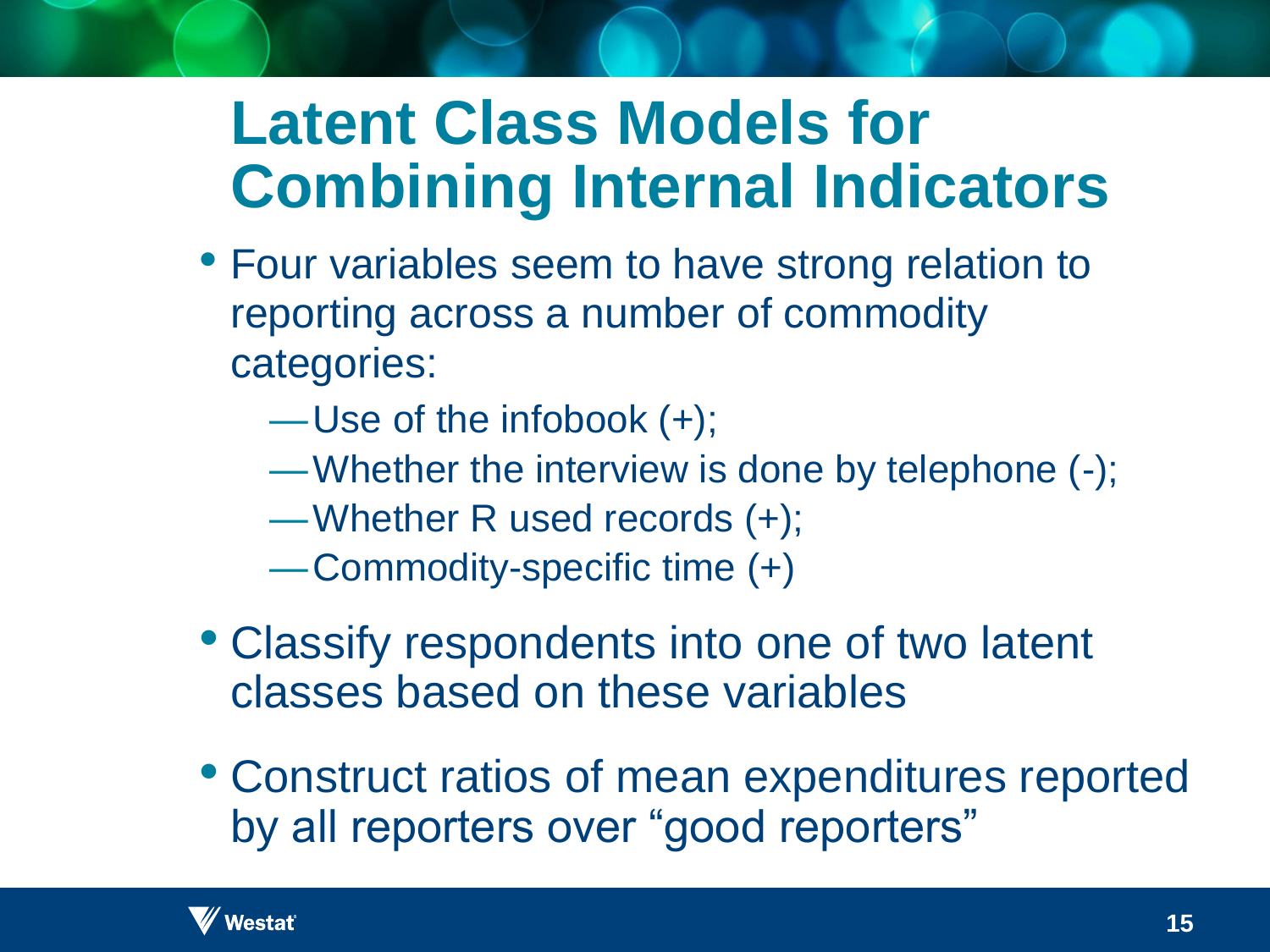# Latent Class Models for Combining Internal Indicators

- Four variables seem to have strong relation to reporting across a number of commodity categories:
  - —Use of the infobook (+);
  - —Whether the interview is done by telephone (-);
  - —Whether R used records (+);
  - —Commodity-specific time (+)
- Classify respondents into one of two latent classes based on these variables
- Construct ratios of mean expenditures reported by all reporters over "good reporters"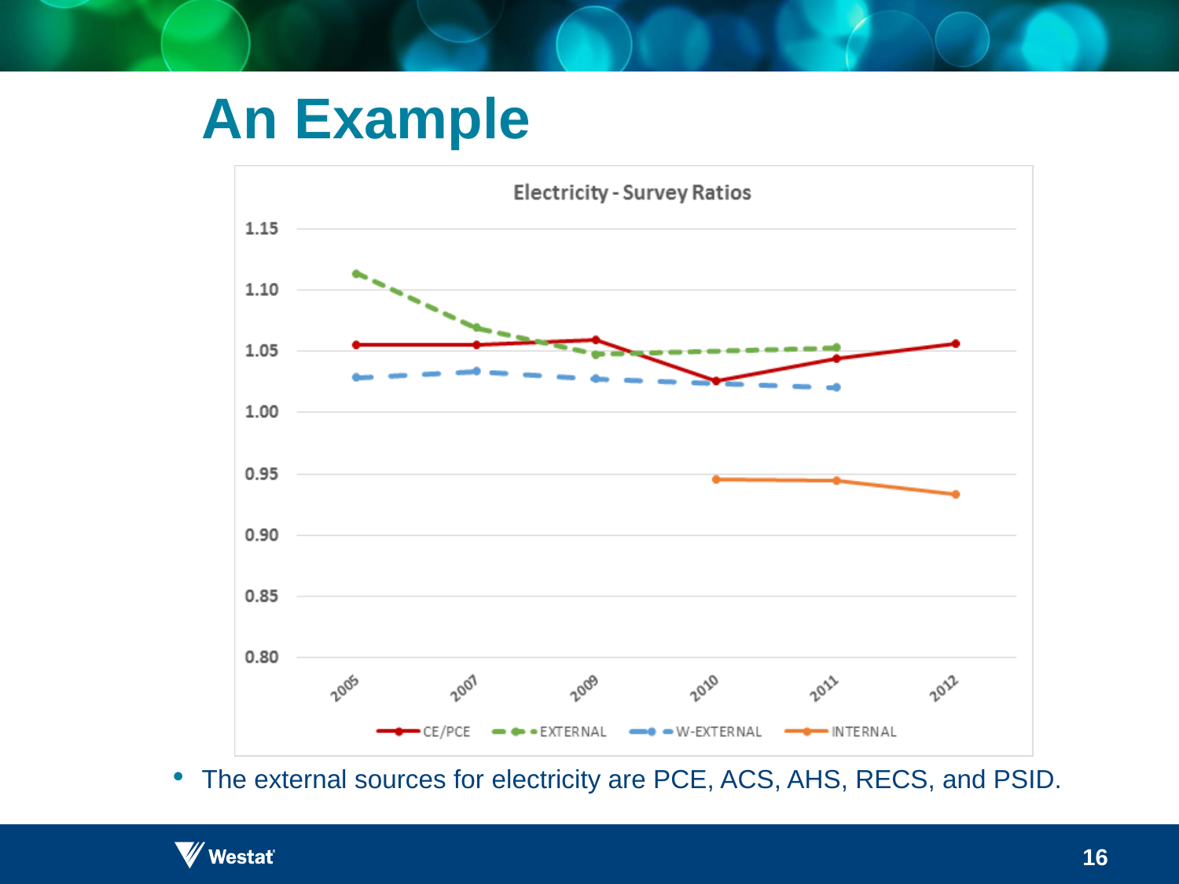# An Example

**Electricity - Survey Ratios**

- The external sources for electricity are PCE, ACS, AHS, RECS, and PSID.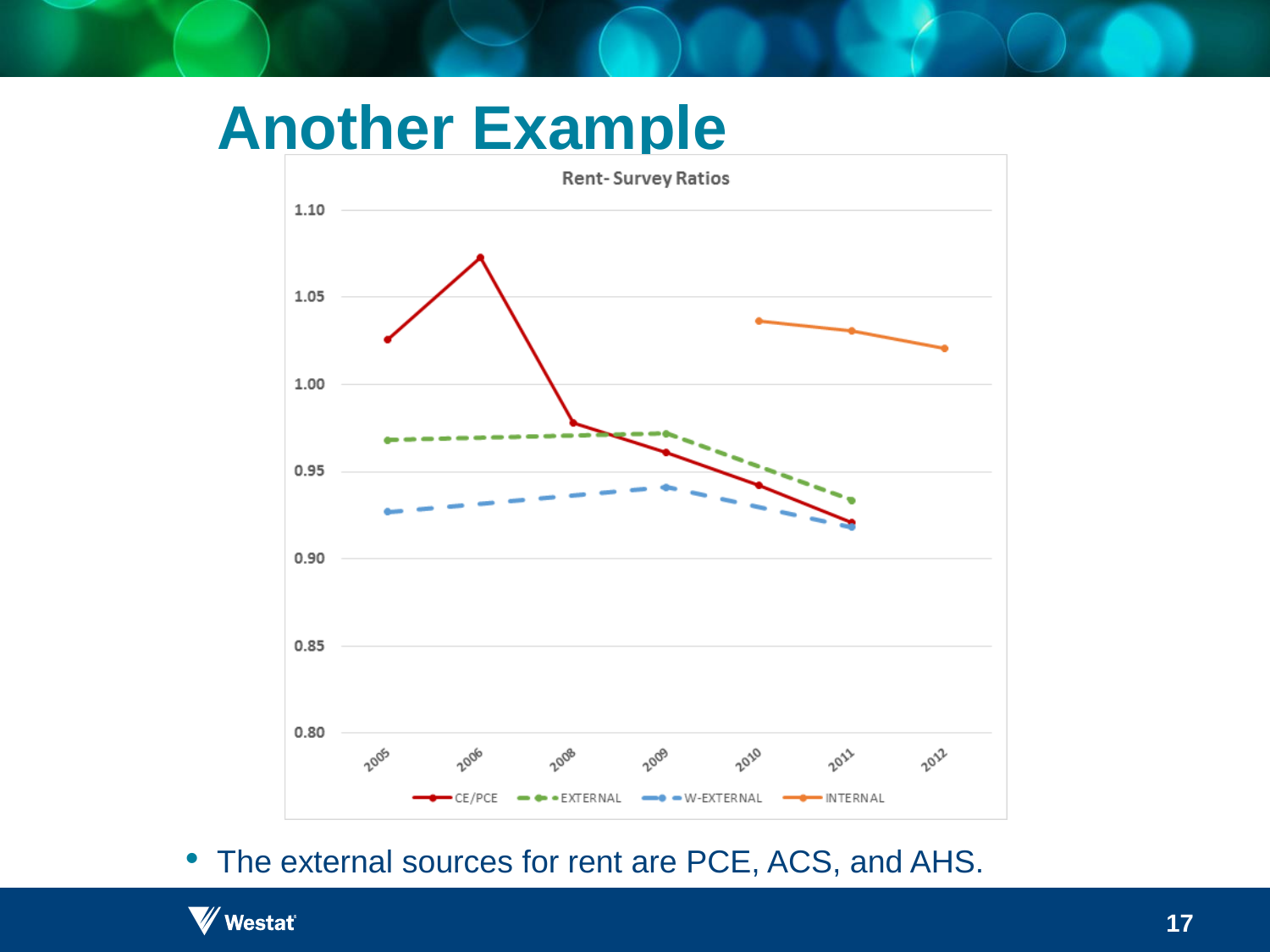# Another Example

**Rent- Survey Ratios**

- The external sources for rent are PCE, ACS, and AHS.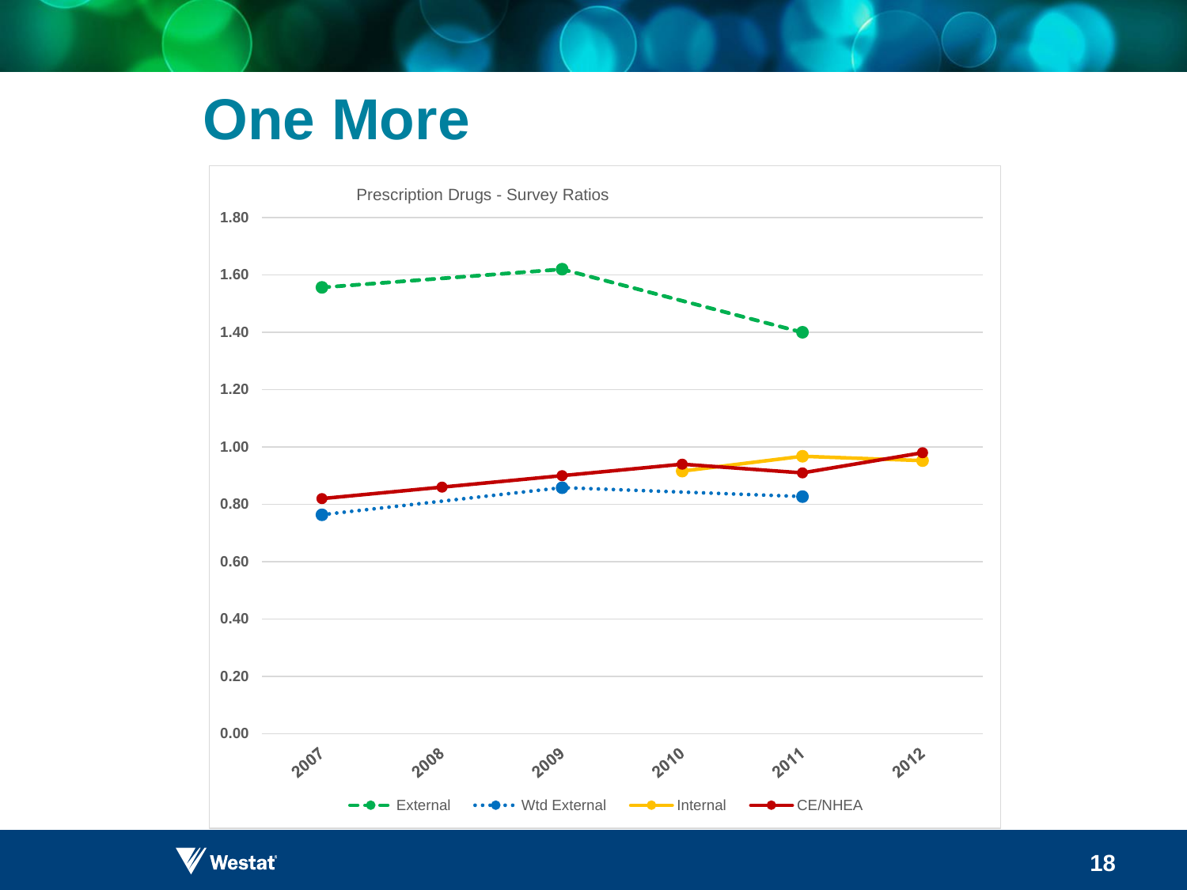# One More

Prescription Drugs - Survey Ratios

| Year | External | Wtd External | Internal | CE/NHEA |
|---|---|---|---|---|
| 2007 | 1.56 | 0.76 | | 0.82 |
| 2008 | | | | 0.86 |
| 2009 | 1.62 | 0.86 | | 0.90 |
| 2010 | | | 0.92 | 0.94 |
| 2011 | 1.40 | 0.83 | 0.97 | 0.91 |
| 2012 | | | 0.95 | 0.98 |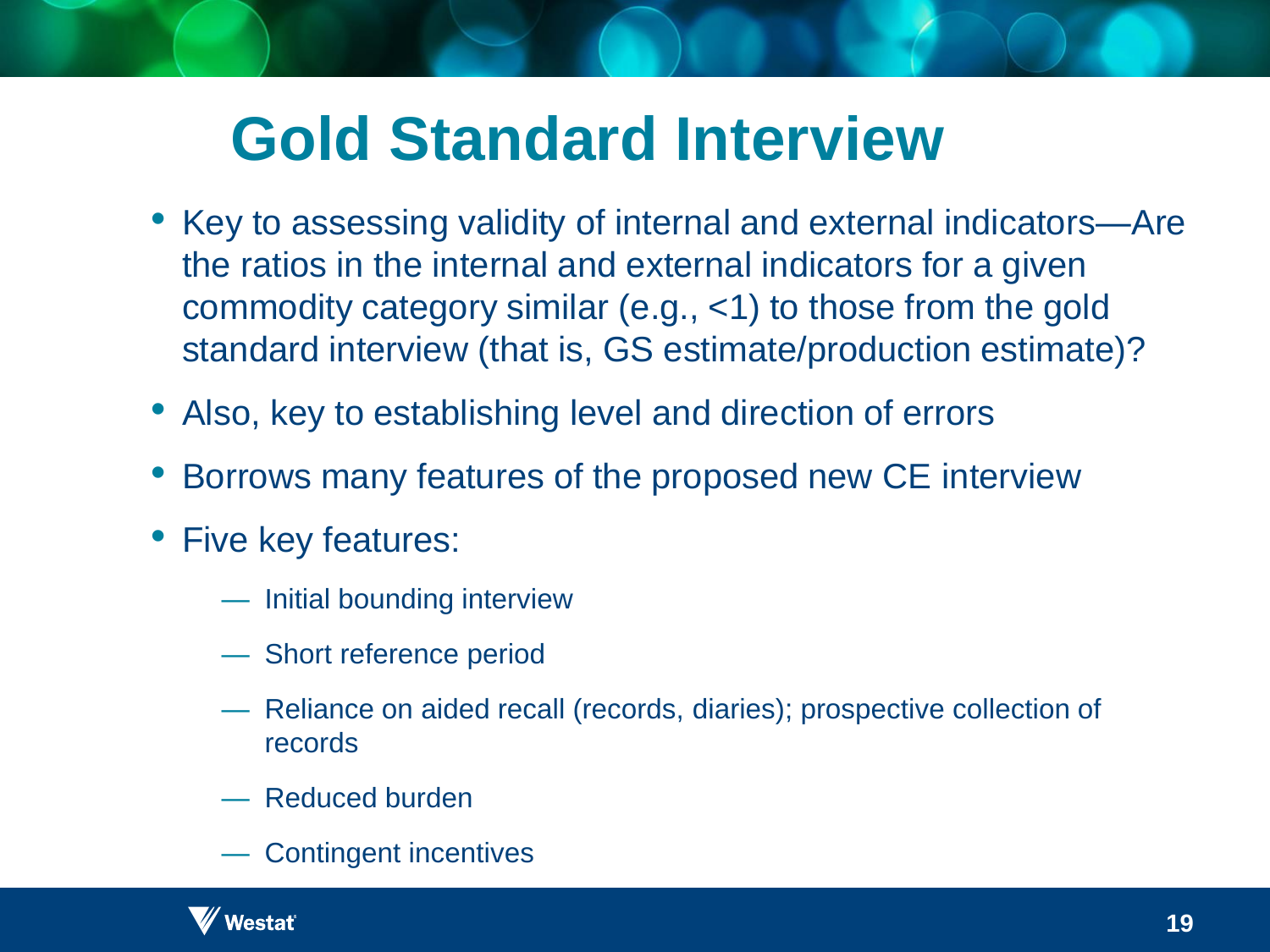# Gold Standard Interview

- Key to assessing validity of internal and external indicators—Are the ratios in the internal and external indicators for a given commodity category similar (e.g., <1) to those from the gold standard interview (that is, GS estimate/production estimate)?
- Also, key to establishing level and direction of errors
- Borrows many features of the proposed new CE interview
- Five key features:
  - Initial bounding interview
  - Short reference period
  - Reliance on aided recall (records, diaries); prospective collection of records
  - Reduced burden
  - Contingent incentives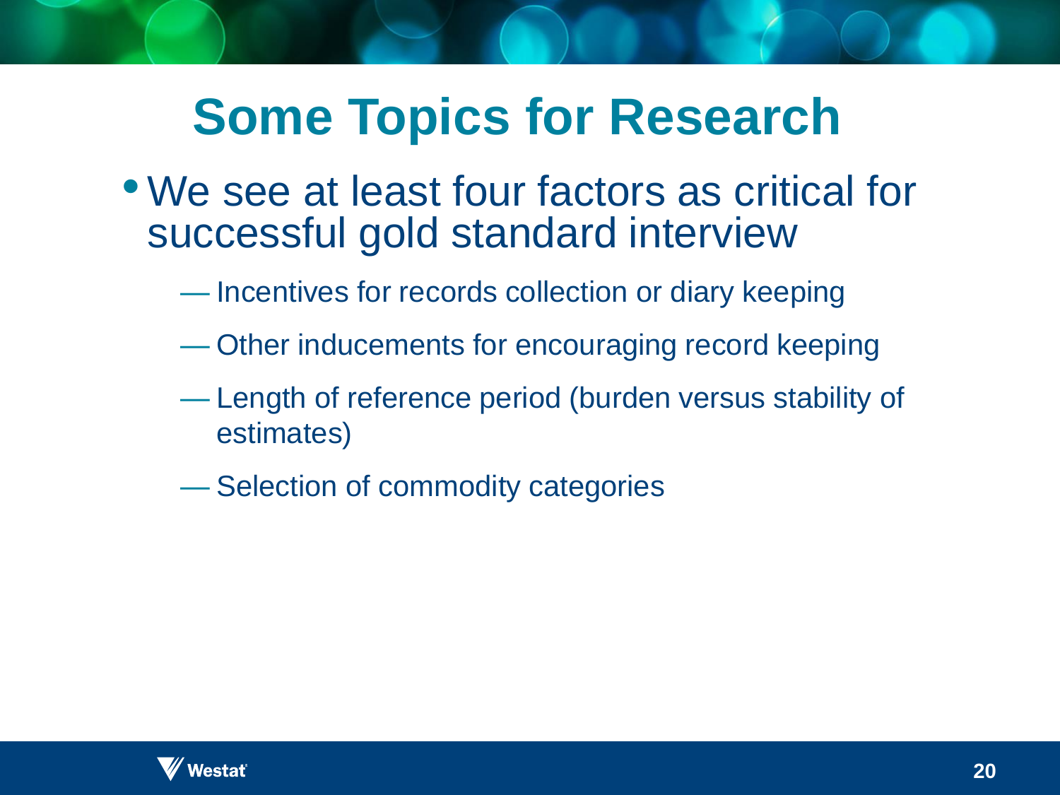# Some Topics for Research

- We see at least four factors as critical for successful gold standard interview
  - Incentives for records collection or diary keeping
  - Other inducements for encouraging record keeping
  - Length of reference period (burden versus stability of estimates)
  - Selection of commodity categories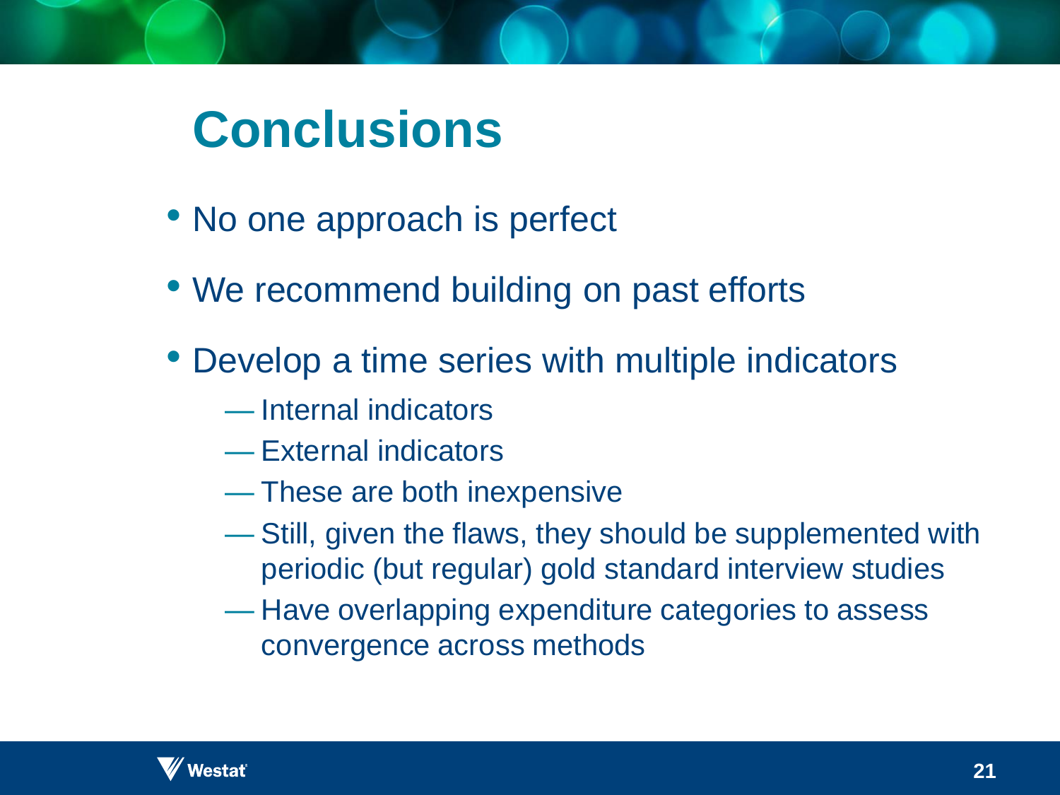# Conclusions

- No one approach is perfect
- We recommend building on past efforts
- Develop a time series with multiple indicators
  - Internal indicators
  - External indicators
  - These are both inexpensive
  - Still, given the flaws, they should be supplemented with periodic (but regular) gold standard interview studies
  - Have overlapping expenditure categories to assess convergence across methods